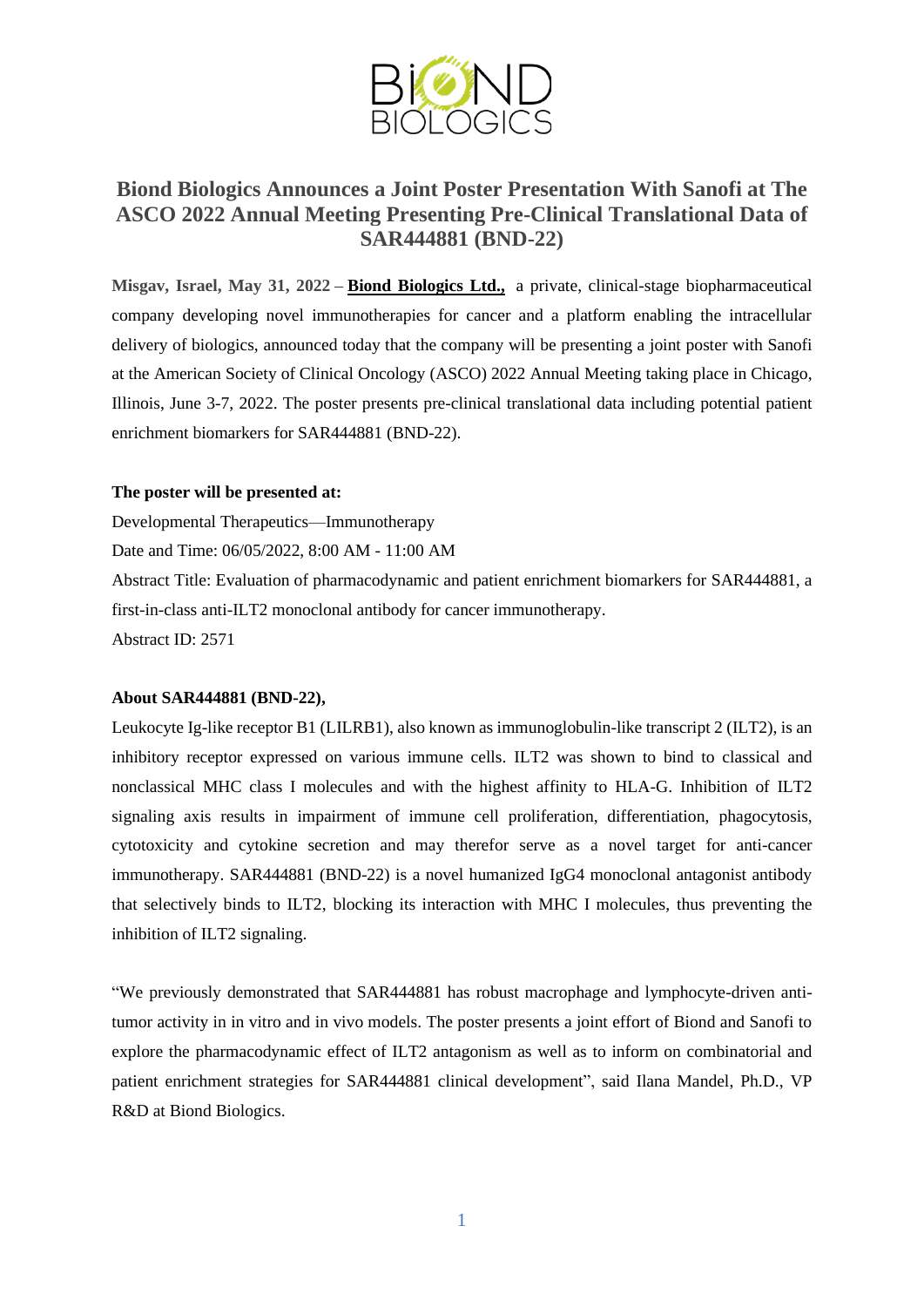# Biond Biologics Announces a Joint Poster Presentation With Sanofi at The ASCO 2022 Annual Meeting Presenting Pre-Clinical Translational Data of SAR444881 (BND-22)

**Misgav, Israel, May 31, 2022** – **Biond Biologics Ltd.,** a private, clinical-stage biopharmaceutical company developing novel immunotherapies for cancer and a platform enabling the intracellular delivery of biologics, announced today that the company will be presenting a joint poster with Sanofi at the American Society of Clinical Oncology (ASCO) 2022 Annual Meeting taking place in Chicago, Illinois, June 3-7, 2022. The poster presents pre-clinical translational data including potential patient enrichment biomarkers for SAR444881 (BND-22).

**The poster will be presented at:**

Developmental Therapeutics—Immunotherapy
Date and Time: 06/05/2022, 8:00 AM - 11:00 AM
Abstract Title: Evaluation of pharmacodynamic and patient enrichment biomarkers for SAR444881, a first-in-class anti-ILT2 monoclonal antibody for cancer immunotherapy.
Abstract ID: 2571

**About SAR444881 (BND-22),**

Leukocyte Ig-like receptor B1 (LILRB1), also known as immunoglobulin-like transcript 2 (ILT2), is an inhibitory receptor expressed on various immune cells. ILT2 was shown to bind to classical and nonclassical MHC class I molecules and with the highest affinity to HLA-G. Inhibition of ILT2 signaling axis results in impairment of immune cell proliferation, differentiation, phagocytosis, cytotoxicity and cytokine secretion and may therefor serve as a novel target for anti-cancer immunotherapy. SAR444881 (BND-22) is a novel humanized IgG4 monoclonal antagonist antibody that selectively binds to ILT2, blocking its interaction with MHC I molecules, thus preventing the inhibition of ILT2 signaling.

"We previously demonstrated that SAR444881 has robust macrophage and lymphocyte-driven anti-tumor activity in in vitro and in vivo models. The poster presents a joint effort of Biond and Sanofi to explore the pharmacodynamic effect of ILT2 antagonism as well as to inform on combinatorial and patient enrichment strategies for SAR444881 clinical development", said Ilana Mandel, Ph.D., VP R&D at Biond Biologics.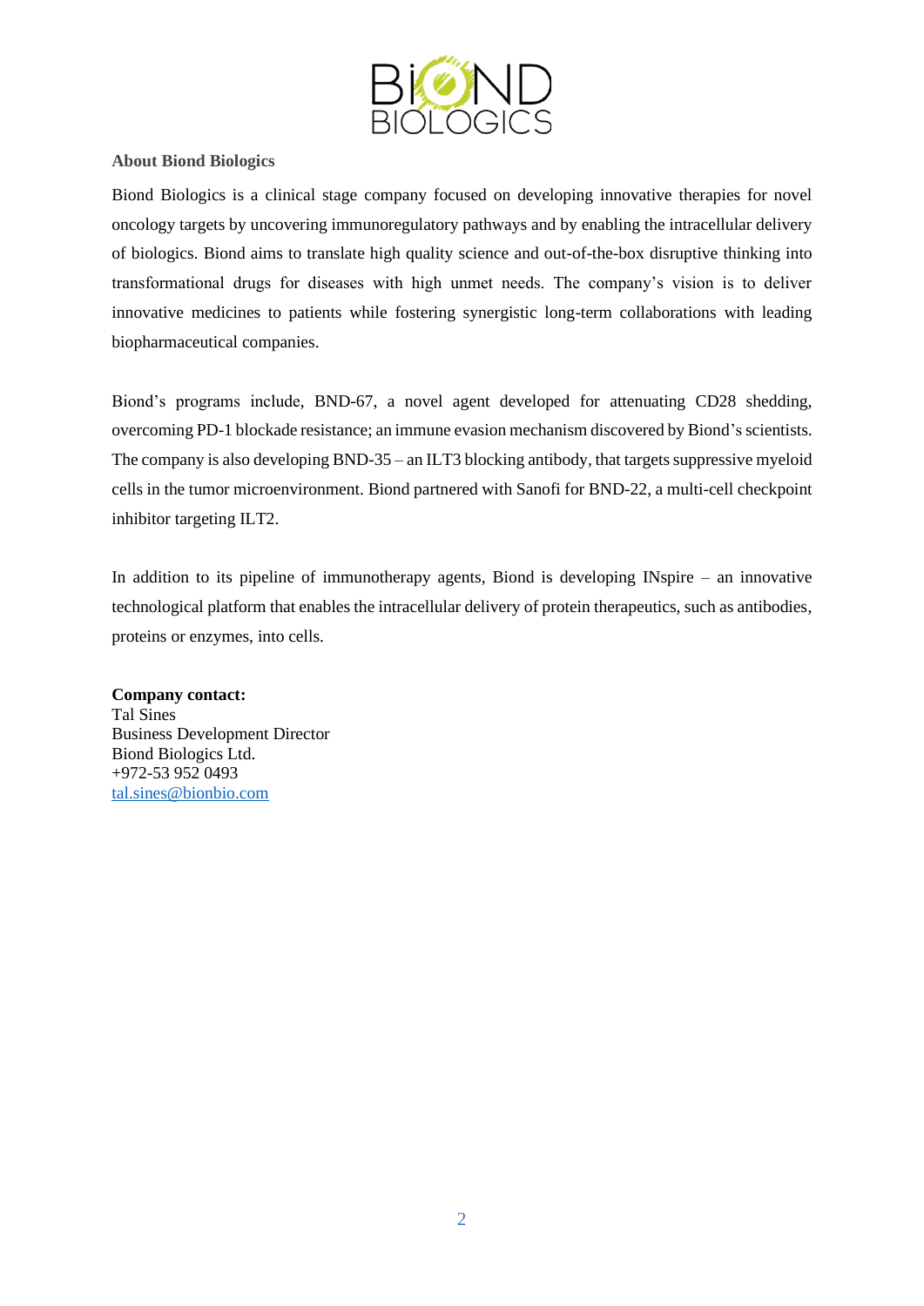### About Biond Biologics

Biond Biologics is a clinical stage company focused on developing innovative therapies for novel oncology targets by uncovering immunoregulatory pathways and by enabling the intracellular delivery of biologics. Biond aims to translate high quality science and out-of-the-box disruptive thinking into transformational drugs for diseases with high unmet needs. The company's vision is to deliver innovative medicines to patients while fostering synergistic long-term collaborations with leading biopharmaceutical companies.

Biond's programs include, BND-67, a novel agent developed for attenuating CD28 shedding, overcoming PD-1 blockade resistance; an immune evasion mechanism discovered by Biond's scientists. The company is also developing BND-35 – an ILT3 blocking antibody, that targets suppressive myeloid cells in the tumor microenvironment. Biond partnered with Sanofi for BND-22, a multi-cell checkpoint inhibitor targeting ILT2.

In addition to its pipeline of immunotherapy agents, Biond is developing INspire – an innovative technological platform that enables the intracellular delivery of protein therapeutics, such as antibodies, proteins or enzymes, into cells.

**Company contact:**
Tal Sines
Business Development Director
Biond Biologics Ltd.
+972-53 952 0493
tal.sines@bionbio.com